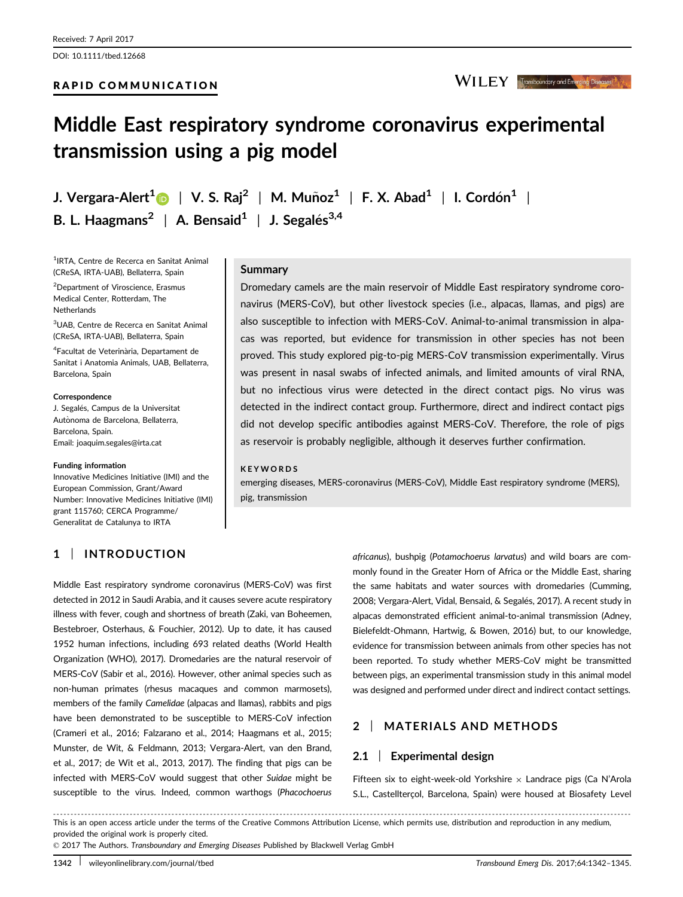Received: 7 April 2017

DOI: 10.1111/tbed.12668

RAPID COMMUNICATION

# Middle East respiratory syndrome coronavirus experimental transmission using a pig model

J. Vergara-Alert[1] | V. S. Raj[2] | M. Muñoz[1] | F. X. Abad[1] | I. Cordón[1] | B. L. Haagmans[2] | A. Bensaid[1] | J. Segalés[3,4]

[1]IRTA, Centre de Recerca en Sanitat Animal (CReSA, IRTA-UAB), Bellaterra, Spain

[2]Department of Viroscience, Erasmus Medical Center, Rotterdam, The Netherlands

[3]UAB, Centre de Recerca en Sanitat Animal (CReSA, IRTA-UAB), Bellaterra, Spain

[4]Facultat de Veterinària, Departament de Sanitat i Anatomia Animals, UAB, Bellaterra, Barcelona, Spain

**Correspondence**
J. Segalés, Campus de la Universitat Autònoma de Barcelona, Bellaterra, Barcelona, Spain.
Email: joaquim.segales@irta.cat

**Funding information**
Innovative Medicines Initiative (IMI) and the European Commission, Grant/Award Number: Innovative Medicines Initiative (IMI) grant 115760; CERCA Programme/Generalitat de Catalunya to IRTA

## Summary

Dromedary camels are the main reservoir of Middle East respiratory syndrome coronavirus (MERS-CoV), but other livestock species (i.e., alpacas, llamas, and pigs) are also susceptible to infection with MERS-CoV. Animal-to-animal transmission in alpacas was reported, but evidence for transmission in other species has not been proved. This study explored pig-to-pig MERS-CoV transmission experimentally. Virus was present in nasal swabs of infected animals, and limited amounts of viral RNA, but no infectious virus were detected in the direct contact pigs. No virus was detected in the indirect contact group. Furthermore, direct and indirect contact pigs did not develop specific antibodies against MERS-CoV. Therefore, the role of pigs as reservoir is probably negligible, although it deserves further confirmation.

**KEYWORDS**

emerging diseases, MERS-coronavirus (MERS-CoV), Middle East respiratory syndrome (MERS), pig, transmission

## 1 | INTRODUCTION

Middle East respiratory syndrome coronavirus (MERS-CoV) was first detected in 2012 in Saudi Arabia, and it causes severe acute respiratory illness with fever, cough and shortness of breath (Zaki, van Boheemen, Bestebroer, Osterhaus, & Fouchier, 2012). Up to date, it has caused 1952 human infections, including 693 related deaths (World Health Organization (WHO), 2017). Dromedaries are the natural reservoir of MERS-CoV (Sabir et al., 2016). However, other animal species such as non-human primates (rhesus macaques and common marmosets), members of the family *Camelidae* (alpacas and llamas), rabbits and pigs have been demonstrated to be susceptible to MERS-CoV infection (Crameri et al., 2016; Falzarano et al., 2014; Haagmans et al., 2015; Munster, de Wit, & Feldmann, 2013; Vergara-Alert, van den Brand, et al., 2017; de Wit et al., 2013, 2017). The finding that pigs can be infected with MERS-CoV would suggest that other *Suidae* might be susceptible to the virus. Indeed, common warthogs (*Phacochoerus africanus*), bushpig (*Potamochoerus larvatus*) and wild boars are commonly found in the Greater Horn of Africa or the Middle East, sharing the same habitats and water sources with dromedaries (Cumming, 2008; Vergara-Alert, Vidal, Bensaid, & Segalés, 2017). A recent study in alpacas demonstrated efficient animal-to-animal transmission (Adney, Bielefeldt-Ohmann, Hartwig, & Bowen, 2016) but, to our knowledge, evidence for transmission between animals from other species has not been reported. To study whether MERS-CoV might be transmitted between pigs, an experimental transmission study in this animal model was designed and performed under direct and indirect contact settings.

## 2 | MATERIALS AND METHODS

### 2.1 | Experimental design

Fifteen six to eight-week-old Yorkshire × Landrace pigs (Ca N'Arola S.L., Castellterçol, Barcelona, Spain) were housed at Biosafety Level

This is an open access article under the terms of the Creative Commons Attribution License, which permits use, distribution and reproduction in any medium, provided the original work is properly cited.
© 2017 The Authors. *Transboundary and Emerging Diseases* Published by Blackwell Verlag GmbH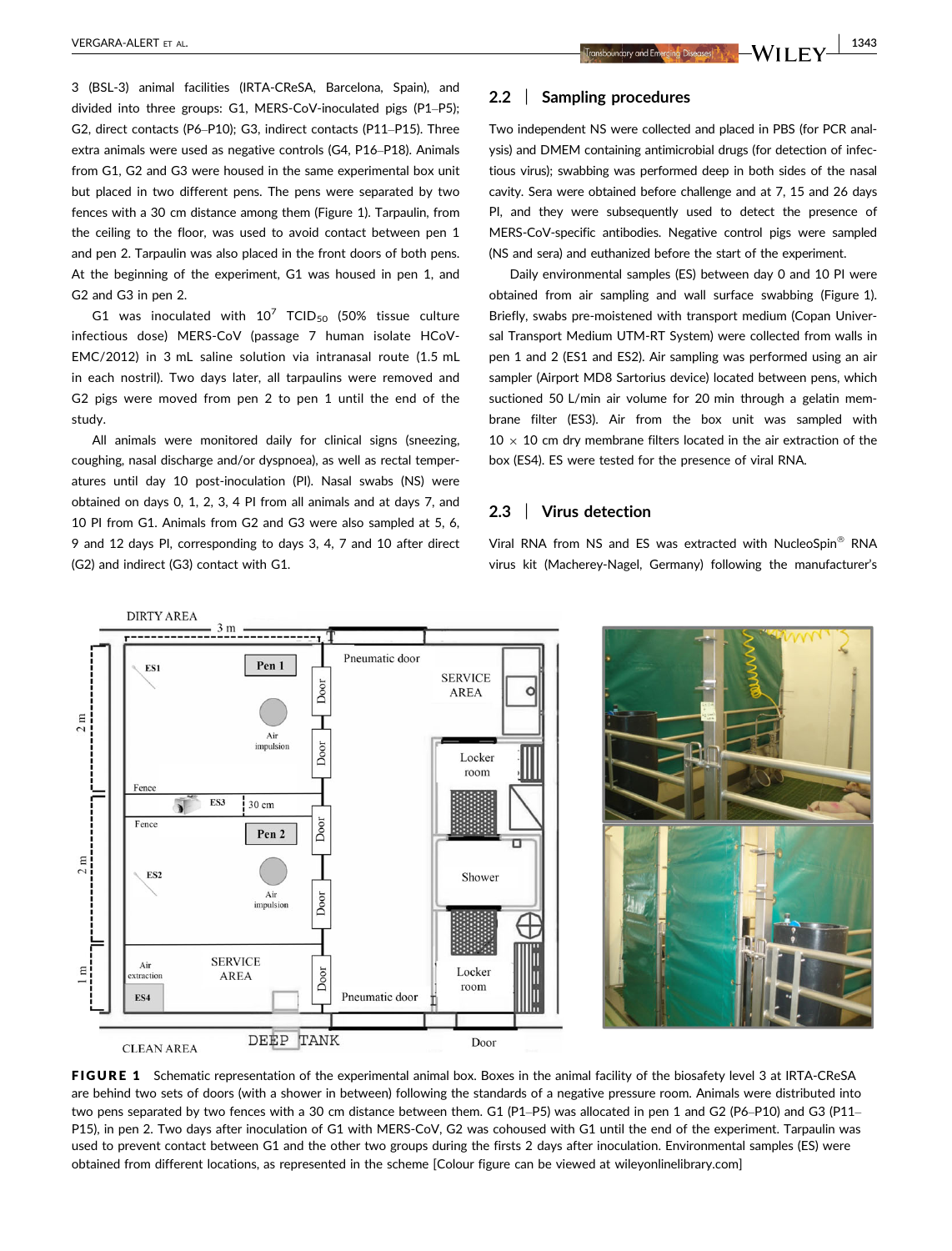3 (BSL-3) animal facilities (IRTA-CReSA, Barcelona, Spain), and divided into three groups: G1, MERS-CoV-inoculated pigs (P1–P5); G2, direct contacts (P6–P10); G3, indirect contacts (P11–P15). Three extra animals were used as negative controls (G4, P16–P18). Animals from G1, G2 and G3 were housed in the same experimental box unit but placed in two different pens. The pens were separated by two fences with a 30 cm distance among them (Figure 1). Tarpaulin, from the ceiling to the floor, was used to avoid contact between pen 1 and pen 2. Tarpaulin was also placed in the front doors of both pens. At the beginning of the experiment, G1 was housed in pen 1, and G2 and G3 in pen 2.

G1 was inoculated with $10^7$ $TCID_{50}$ (50% tissue culture infectious dose) MERS-CoV (passage 7 human isolate HCoV-EMC/2012) in 3 mL saline solution via intranasal route (1.5 mL in each nostril). Two days later, all tarpaulins were removed and G2 pigs were moved from pen 2 to pen 1 until the end of the study.

All animals were monitored daily for clinical signs (sneezing, coughing, nasal discharge and/or dyspnoea), as well as rectal temperatures until day 10 post-inoculation (PI). Nasal swabs (NS) were obtained on days 0, 1, 2, 3, 4 PI from all animals and at days 7, and 10 PI from G1. Animals from G2 and G3 were also sampled at 5, 6, 9 and 12 days PI, corresponding to days 3, 4, 7 and 10 after direct (G2) and indirect (G3) contact with G1.

## 2.2 | Sampling procedures

Two independent NS were collected and placed in PBS (for PCR analysis) and DMEM containing antimicrobial drugs (for detection of infectious virus); swabbing was performed deep in both sides of the nasal cavity. Sera were obtained before challenge and at 7, 15 and 26 days PI, and they were subsequently used to detect the presence of MERS-CoV-specific antibodies. Negative control pigs were sampled (NS and sera) and euthanized before the start of the experiment.

Daily environmental samples (ES) between day 0 and 10 PI were obtained from air sampling and wall surface swabbing (Figure 1). Briefly, swabs pre-moistened with transport medium (Copan Universal Transport Medium UTM-RT System) were collected from walls in pen 1 and 2 (ES1 and ES2). Air sampling was performed using an air sampler (Airport MD8 Sartorius device) located between pens, which suctioned 50 L/min air volume for 20 min through a gelatin membrane filter (ES3). Air from the box unit was sampled with 10 × 10 cm dry membrane filters located in the air extraction of the box (ES4). ES were tested for the presence of viral RNA.

## 2.3 | Virus detection

Viral RNA from NS and ES was extracted with NucleoSpin® RNA virus kit (Macherey-Nagel, Germany) following the manufacturer's

**FIGURE 1** Schematic representation of the experimental animal box. Boxes in the animal facility of the biosafety level 3 at IRTA-CReSA are behind two sets of doors (with a shower in between) following the standards of a negative pressure room. Animals were distributed into two pens separated by two fences with a 30 cm distance between them. G1 (P1–P5) was allocated in pen 1 and G2 (P6–P10) and G3 (P11–P15), in pen 2. Two days after inoculation of G1 with MERS-CoV, G2 was cohoused with G1 until the end of the experiment. Tarpaulin was used to prevent contact between G1 and the other two groups during the firsts 2 days after inoculation. Environmental samples (ES) were obtained from different locations, as represented in the scheme [Colour figure can be viewed at wileyonlinelibrary.com]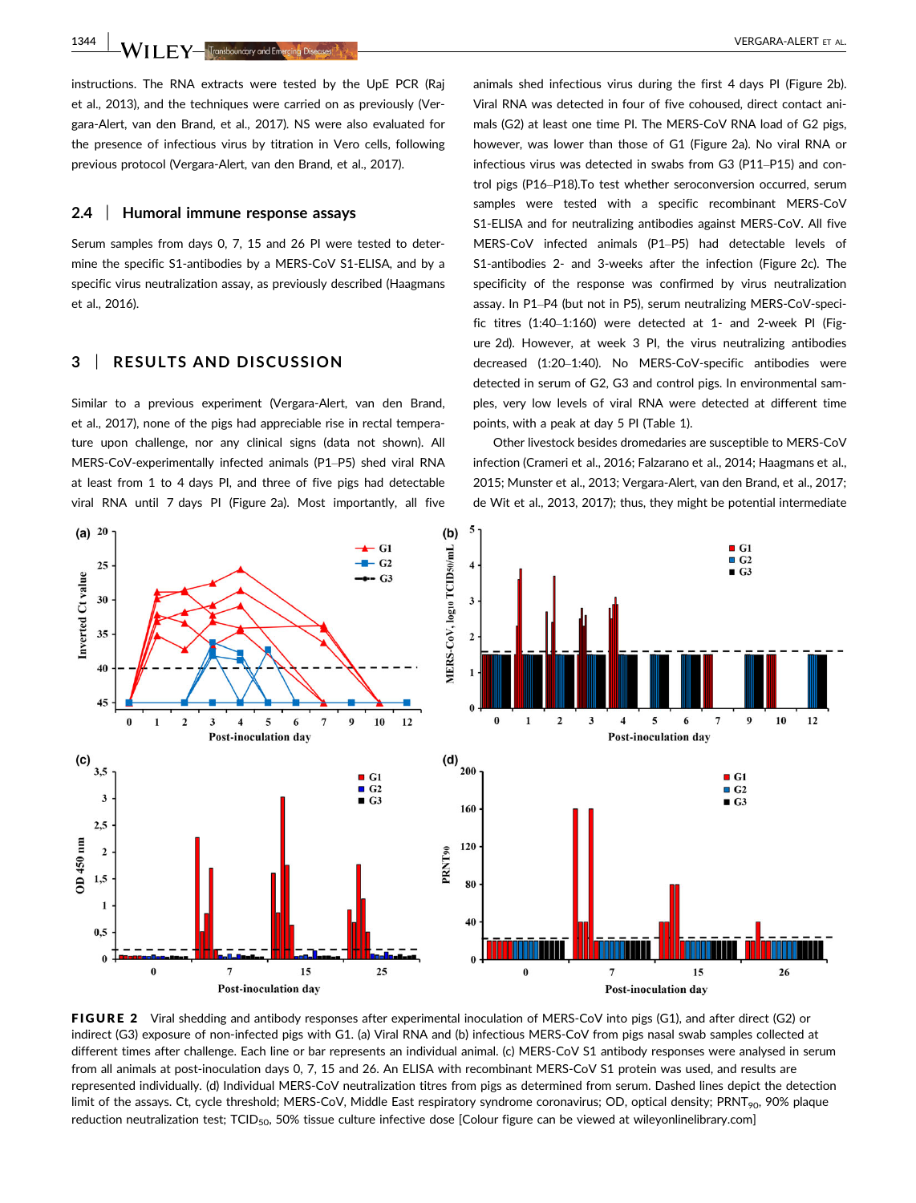instructions. The RNA extracts were tested by the UpE PCR (Raj et al., 2013), and the techniques were carried on as previously (Vergara-Alert, van den Brand, et al., 2017). NS were also evaluated for the presence of infectious virus by titration in Vero cells, following previous protocol (Vergara-Alert, van den Brand, et al., 2017).

### 2.4 | Humoral immune response assays

Serum samples from days 0, 7, 15 and 26 PI were tested to determine the specific S1-antibodies by a MERS-CoV S1-ELISA, and by a specific virus neutralization assay, as previously described (Haagmans et al., 2016).

## 3 | RESULTS AND DISCUSSION

Similar to a previous experiment (Vergara-Alert, van den Brand, et al., 2017), none of the pigs had appreciable rise in rectal temperature upon challenge, nor any clinical signs (data not shown). All MERS-CoV-experimentally infected animals (P1–P5) shed viral RNA at least from 1 to 4 days PI, and three of five pigs had detectable viral RNA until 7 days PI (Figure 2a). Most importantly, all five animals shed infectious virus during the first 4 days PI (Figure 2b). Viral RNA was detected in four of five cohoused, direct contact animals (G2) at least one time PI. The MERS-CoV RNA load of G2 pigs, however, was lower than those of G1 (Figure 2a). No viral RNA or infectious virus was detected in swabs from G3 (P11–P15) and control pigs (P16–P18).To test whether seroconversion occurred, serum samples were tested with a specific recombinant MERS-CoV S1-ELISA and for neutralizing antibodies against MERS-CoV. All five MERS-CoV infected animals (P1–P5) had detectable levels of S1-antibodies 2- and 3-weeks after the infection (Figure 2c). The specificity of the response was confirmed by virus neutralization assay. In P1–P4 (but not in P5), serum neutralizing MERS-CoV-specific titres (1:40–1:160) were detected at 1- and 2-week PI (Figure 2d). However, at week 3 PI, the virus neutralizing antibodies decreased (1:20–1:40). No MERS-CoV-specific antibodies were detected in serum of G2, G3 and control pigs. In environmental samples, very low levels of viral RNA were detected at different time points, with a peak at day 5 PI (Table 1).

Other livestock besides dromedaries are susceptible to MERS-CoV infection (Crameri et al., 2016; Falzarano et al., 2014; Haagmans et al., 2015; Munster et al., 2013; Vergara-Alert, van den Brand, et al., 2017; de Wit et al., 2013, 2017); thus, they might be potential intermediate

**FIGURE 2** Viral shedding and antibody responses after experimental inoculation of MERS-CoV into pigs (G1), and after direct (G2) or indirect (G3) exposure of non-infected pigs with G1. (a) Viral RNA and (b) infectious MERS-CoV from pigs nasal swab samples collected at different times after challenge. Each line or bar represents an individual animal. (c) MERS-CoV S1 antibody responses were analysed in serum from all animals at post-inoculation days 0, 7, 15 and 26. An ELISA with recombinant MERS-CoV S1 protein was used, and results are represented individually. (d) Individual MERS-CoV neutralization titres from pigs as determined from serum. Dashed lines depict the detection limit of the assays. Ct, cycle threshold; MERS-CoV, Middle East respiratory syndrome coronavirus; OD, optical density; $PRNT_{90}$, 90% plaque reduction neutralization test; $TCID_{50}$, 50% tissue culture infective dose [Colour figure can be viewed at wileyonlinelibrary.com]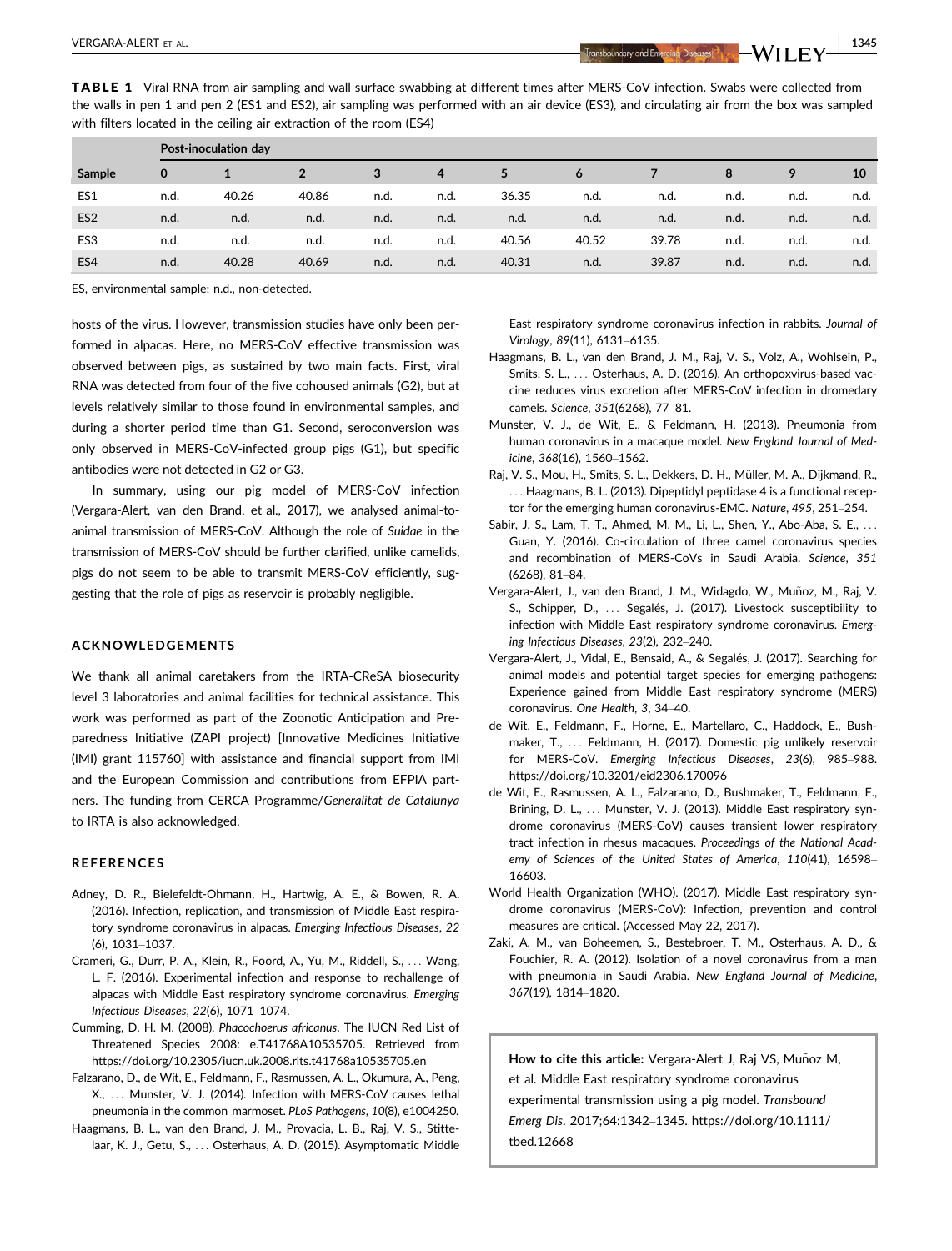**TABLE 1** Viral RNA from air sampling and wall surface swabbing at different times after MERS-CoV infection. Swabs were collected from the walls in pen 1 and pen 2 (ES1 and ES2), air sampling was performed with an air device (ES3), and circulating air from the box was sampled with filters located in the ceiling air extraction of the room (ES4)

| | Post-inoculation day | | | | | | | | | | |
|---|---|---|---|---|---|---|---|---|---|---|---|
| Sample | 0 | 1 | 2 | 3 | 4 | 5 | 6 | 7 | 8 | 9 | 10 |
| ES1 | n.d. | 40.26 | 40.86 | n.d. | n.d. | 36.35 | n.d. | n.d. | n.d. | n.d. | n.d. |
| ES2 | n.d. | n.d. | n.d. | n.d. | n.d. | n.d. | n.d. | n.d. | n.d. | n.d. | n.d. |
| ES3 | n.d. | n.d. | n.d. | n.d. | n.d. | 40.56 | 40.52 | 39.78 | n.d. | n.d. | n.d. |
| ES4 | n.d. | 40.28 | 40.69 | n.d. | n.d. | 40.31 | n.d. | 39.87 | n.d. | n.d. | n.d. |

ES, environmental sample; n.d., non-detected.

hosts of the virus. However, transmission studies have only been performed in alpacas. Here, no MERS-CoV effective transmission was observed between pigs, as sustained by two main facts. First, viral RNA was detected from four of the five cohoused animals (G2), but at levels relatively similar to those found in environmental samples, and during a shorter period time than G1. Second, seroconversion was only observed in MERS-CoV-infected group pigs (G1), but specific antibodies were not detected in G2 or G3.

In summary, using our pig model of MERS-CoV infection (Vergara-Alert, van den Brand, et al., 2017), we analysed animal-to-animal transmission of MERS-CoV. Although the role of *Suidae* in the transmission of MERS-CoV should be further clarified, unlike camelids, pigs do not seem to be able to transmit MERS-CoV efficiently, suggesting that the role of pigs as reservoir is probably negligible.

## ACKNOWLEDGEMENTS

We thank all animal caretakers from the IRTA-CReSA biosecurity level 3 laboratories and animal facilities for technical assistance. This work was performed as part of the Zoonotic Anticipation and Preparedness Initiative (ZAPI project) [Innovative Medicines Initiative (IMI) grant 115760] with assistance and financial support from IMI and the European Commission and contributions from EFPIA partners. The funding from CERCA Programme/*Generalitat de Catalunya* to IRTA is also acknowledged.

## REFERENCES

Adney, D. R., Bielefeldt-Ohmann, H., Hartwig, A. E., & Bowen, R. A. (2016). Infection, replication, and transmission of Middle East respiratory syndrome coronavirus in alpacas. *Emerging Infectious Diseases*, *22*(6), 1031–1037.

Crameri, G., Durr, P. A., Klein, R., Foord, A., Yu, M., Riddell, S., … Wang, L. F. (2016). Experimental infection and response to rechallenge of alpacas with Middle East respiratory syndrome coronavirus. *Emerging Infectious Diseases*, *22*(6), 1071–1074.

Cumming, D. H. M. (2008). *Phacochoerus africanus*. The IUCN Red List of Threatened Species 2008: e.T41768A10535705. Retrieved from https://doi.org/10.2305/iucn.uk.2008.rlts.t41768a10535705.en

Falzarano, D., de Wit, E., Feldmann, F., Rasmussen, A. L., Okumura, A., Peng, X., … Munster, V. J. (2014). Infection with MERS-CoV causes lethal pneumonia in the common marmoset. *PLoS Pathogens*, *10*(8), e1004250.

Haagmans, B. L., van den Brand, J. M., Provacia, L. B., Raj, V. S., Stittelaar, K. J., Getu, S., … Osterhaus, A. D. (2015). Asymptomatic Middle East respiratory syndrome coronavirus infection in rabbits. *Journal of Virology*, *89*(11), 6131–6135.

Haagmans, B. L., van den Brand, J. M., Raj, V. S., Volz, A., Wohlsein, P., Smits, S. L., … Osterhaus, A. D. (2016). An orthopoxvirus-based vaccine reduces virus excretion after MERS-CoV infection in dromedary camels. *Science*, *351*(6268), 77–81.

Munster, V. J., de Wit, E., & Feldmann, H. (2013). Pneumonia from human coronavirus in a macaque model. *New England Journal of Medicine*, *368*(16), 1560–1562.

Raj, V. S., Mou, H., Smits, S. L., Dekkers, D. H., Müller, M. A., Dijkmand, R., … Haagmans, B. L. (2013). Dipeptidyl peptidase 4 is a functional receptor for the emerging human coronavirus-EMC. *Nature*, *495*, 251–254.

Sabir, J. S., Lam, T. T., Ahmed, M. M., Li, L., Shen, Y., Abo-Aba, S. E., … Guan, Y. (2016). Co-circulation of three camel coronavirus species and recombination of MERS-CoVs in Saudi Arabia. *Science*, *351*(6268), 81–84.

Vergara-Alert, J., van den Brand, J. M., Widagdo, W., Muñoz, M., Raj, V. S., Schipper, D., … Segalés, J. (2017). Livestock susceptibility to infection with Middle East respiratory syndrome coronavirus. *Emerging Infectious Diseases*, *23*(2), 232–240.

Vergara-Alert, J., Vidal, E., Bensaid, A., & Segalés, J. (2017). Searching for animal models and potential target species for emerging pathogens: Experience gained from Middle East respiratory syndrome (MERS) coronavirus. *One Health*, *3*, 34–40.

de Wit, E., Feldmann, F., Horne, E., Martellaro, C., Haddock, E., Bushmaker, T., … Feldmann, H. (2017). Domestic pig unlikely reservoir for MERS-CoV. *Emerging Infectious Diseases*, *23*(6), 985–988. https://doi.org/10.3201/eid2306.170096

de Wit, E., Rasmussen, A. L., Falzarano, D., Bushmaker, T., Feldmann, F., Brining, D. L., … Munster, V. J. (2013). Middle East respiratory syndrome coronavirus (MERS-CoV) causes transient lower respiratory tract infection in rhesus macaques. *Proceedings of the National Academy of Sciences of the United States of America*, *110*(41), 16598–16603.

World Health Organization (WHO). (2017). Middle East respiratory syndrome coronavirus (MERS-CoV): Infection, prevention and control measures are critical. (Accessed May 22, 2017).

Zaki, A. M., van Boheemen, S., Bestebroer, T. M., Osterhaus, A. D., & Fouchier, R. A. (2012). Isolation of a novel coronavirus from a man with pneumonia in Saudi Arabia. *New England Journal of Medicine*, *367*(19), 1814–1820.

**How to cite this article:** Vergara-Alert J, Raj VS, Muñoz M, et al. Middle East respiratory syndrome coronavirus experimental transmission using a pig model. *Transbound Emerg Dis*. 2017;64:1342–1345. https://doi.org/10.1111/tbed.12668